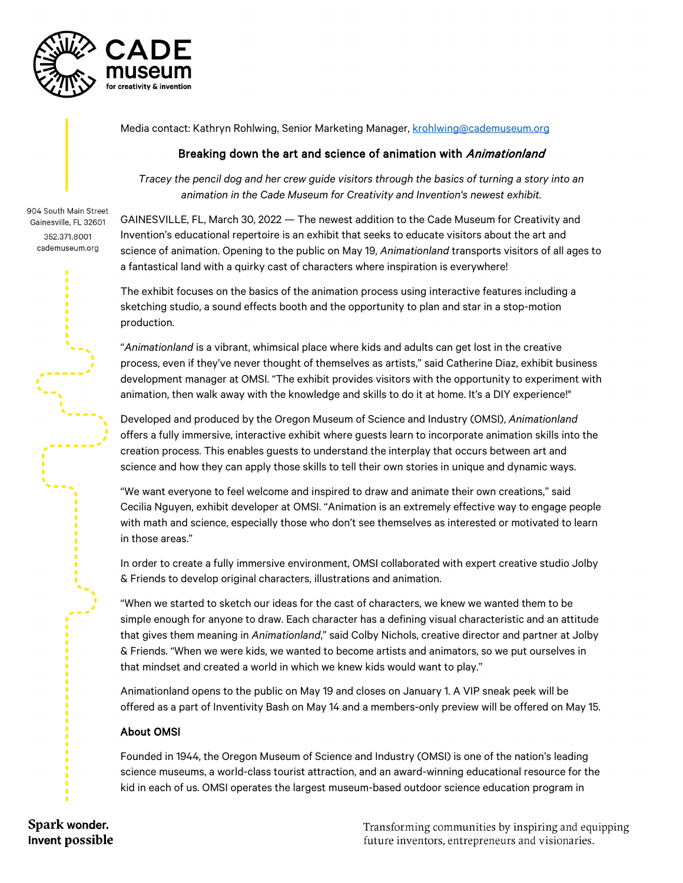Media contact: Kathryn Rohlwing, Senior Marketing Manager, krohlwing@cademuseum.org

## Breaking down the art and science of animation with *Animationland*

*Tracey the pencil dog and her crew guide visitors through the basics of turning a story into an animation in the Cade Museum for Creativity and Invention's newest exhibit.*

904 South Main Street
Gainesville, FL 32601
352.371.8001
cademuseum.org

GAINESVILLE, FL, March 30, 2022 — The newest addition to the Cade Museum for Creativity and Invention's educational repertoire is an exhibit that seeks to educate visitors about the art and science of animation. Opening to the public on May 19, *Animationland* transports visitors of all ages to a fantastical land with a quirky cast of characters where inspiration is everywhere!

The exhibit focuses on the basics of the animation process using interactive features including a sketching studio, a sound effects booth and the opportunity to plan and star in a stop-motion production.

"*Animationland* is a vibrant, whimsical place where kids and adults can get lost in the creative process, even if they've never thought of themselves as artists," said Catherine Diaz, exhibit business development manager at OMSI. "The exhibit provides visitors with the opportunity to experiment with animation, then walk away with the knowledge and skills to do it at home. It's a DIY experience!"

Developed and produced by the Oregon Museum of Science and Industry (OMSI), *Animationland* offers a fully immersive, interactive exhibit where guests learn to incorporate animation skills into the creation process. This enables guests to understand the interplay that occurs between art and science and how they can apply those skills to tell their own stories in unique and dynamic ways.

"We want everyone to feel welcome and inspired to draw and animate their own creations," said Cecilia Nguyen, exhibit developer at OMSI. "Animation is an extremely effective way to engage people with math and science, especially those who don't see themselves as interested or motivated to learn in those areas."

In order to create a fully immersive environment, OMSI collaborated with expert creative studio Jolby & Friends to develop original characters, illustrations and animation.

"When we started to sketch our ideas for the cast of characters, we knew we wanted them to be simple enough for anyone to draw. Each character has a defining visual characteristic and an attitude that gives them meaning in *Animationland*," said Colby Nichols, creative director and partner at Jolby & Friends. "When we were kids, we wanted to become artists and animators, so we put ourselves in that mindset and created a world in which we knew kids would want to play."

Animationland opens to the public on May 19 and closes on January 1. A VIP sneak peek will be offered as a part of Inventivity Bash on May 14 and a members-only preview will be offered on May 15.

### About OMSI

Founded in 1944, the Oregon Museum of Science and Industry (OMSI) is one of the nation's leading science museums, a world-class tourist attraction, and an award-winning educational resource for the kid in each of us. OMSI operates the largest museum-based outdoor science education program in

Spark wonder.
Invent possible

Transforming communities by inspiring and equipping future inventors, entrepreneurs and visionaries.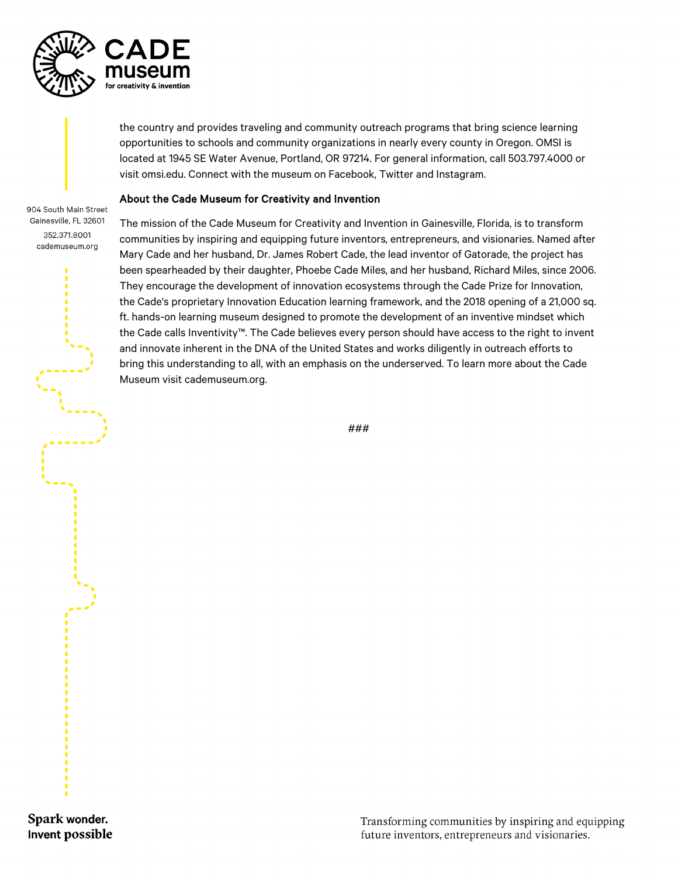the country and provides traveling and community outreach programs that bring science learning opportunities to schools and community organizations in nearly every county in Oregon. OMSI is located at 1945 SE Water Avenue, Portland, OR 97214. For general information, call 503.797.4000 or visit omsi.edu. Connect with the museum on Facebook, Twitter and Instagram.

**About the Cade Museum for Creativity and Invention**

The mission of the Cade Museum for Creativity and Invention in Gainesville, Florida, is to transform communities by inspiring and equipping future inventors, entrepreneurs, and visionaries. Named after Mary Cade and her husband, Dr. James Robert Cade, the lead inventor of Gatorade, the project has been spearheaded by their daughter, Phoebe Cade Miles, and her husband, Richard Miles, since 2006. They encourage the development of innovation ecosystems through the Cade Prize for Innovation, the Cade's proprietary Innovation Education learning framework, and the 2018 opening of a 21,000 sq. ft. hands-on learning museum designed to promote the development of an inventive mindset which the Cade calls Inventivity™. The Cade believes every person should have access to the right to invent and innovate inherent in the DNA of the United States and works diligently in outreach efforts to bring this understanding to all, with an emphasis on the underserved. To learn more about the Cade Museum visit cademuseum.org.

###